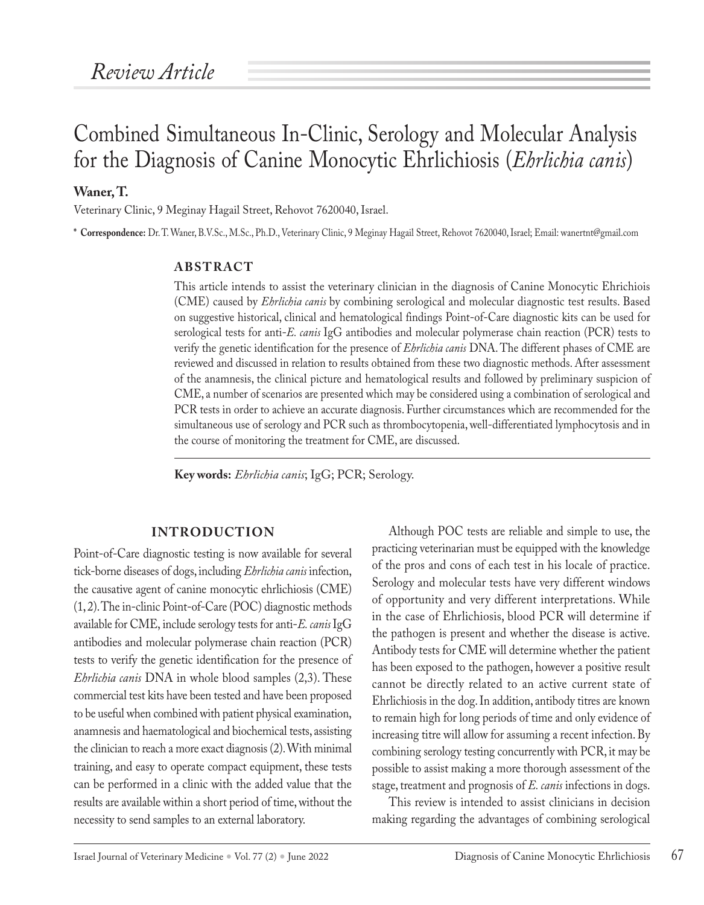*Review Article*

# Combined Simultaneous In-Clinic, Serology and Molecular Analysis for the Diagnosis of Canine Monocytic Ehrlichiosis (*Ehrlichia canis*)

**Waner, T.**

Veterinary Clinic, 9 Meginay Hagail Street, Rehovot 7620040, Israel.

\* **Correspondence:** Dr. T. Waner, B.V.Sc., M.Sc., Ph.D., Veterinary Clinic, 9 Meginay Hagail Street, Rehovot 7620040, Israel; Email: wanertnt@gmail.com

## ABSTRACT

This article intends to assist the veterinary clinician in the diagnosis of Canine Monocytic Ehrichiois (CME) caused by *Ehrlichia canis* by combining serological and molecular diagnostic test results. Based on suggestive historical, clinical and hematological findings Point-of-Care diagnostic kits can be used for serological tests for anti-*E. canis* IgG antibodies and molecular polymerase chain reaction (PCR) tests to verify the genetic identification for the presence of *Ehrlichia canis* DNA. The different phases of CME are reviewed and discussed in relation to results obtained from these two diagnostic methods. After assessment of the anamnesis, the clinical picture and hematological results and followed by preliminary suspicion of CME, a number of scenarios are presented which may be considered using a combination of serological and PCR tests in order to achieve an accurate diagnosis. Further circumstances which are recommended for the simultaneous use of serology and PCR such as thrombocytopenia, well-differentiated lymphocytosis and in the course of monitoring the treatment for CME, are discussed.

**Key words:** *Ehrlichia canis*; IgG; PCR; Serology.

## INTRODUCTION

Point-of-Care diagnostic testing is now available for several tick-borne diseases of dogs, including *Ehrlichia canis* infection, the causative agent of canine monocytic ehrlichiosis (CME) (1, 2). The in-clinic Point-of-Care (POC) diagnostic methods available for CME, include serology tests for anti-*E. canis* IgG antibodies and molecular polymerase chain reaction (PCR) tests to verify the genetic identification for the presence of *Ehrlichia canis* DNA in whole blood samples (2,3). These commercial test kits have been tested and have been proposed to be useful when combined with patient physical examination, anamnesis and haematological and biochemical tests, assisting the clinician to reach a more exact diagnosis (2). With minimal training, and easy to operate compact equipment, these tests can be performed in a clinic with the added value that the results are available within a short period of time, without the necessity to send samples to an external laboratory.

Although POC tests are reliable and simple to use, the practicing veterinarian must be equipped with the knowledge of the pros and cons of each test in his locale of practice. Serology and molecular tests have very different windows of opportunity and very different interpretations. While in the case of Ehrlichiosis, blood PCR will determine if the pathogen is present and whether the disease is active. Antibody tests for CME will determine whether the patient has been exposed to the pathogen, however a positive result cannot be directly related to an active current state of Ehrlichiosis in the dog. In addition, antibody titres are known to remain high for long periods of time and only evidence of increasing titre will allow for assuming a recent infection. By combining serology testing concurrently with PCR, it may be possible to assist making a more thorough assessment of the stage, treatment and prognosis of *E. canis* infections in dogs.

This review is intended to assist clinicians in decision making regarding the advantages of combining serological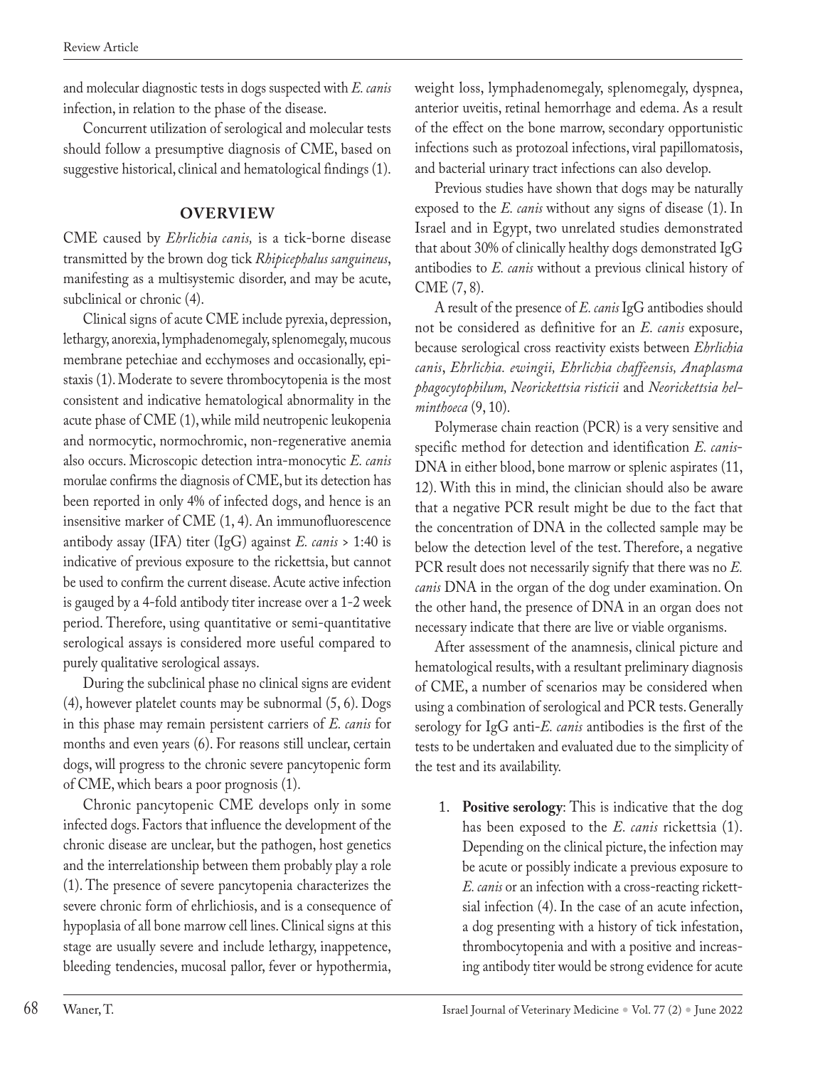and molecular diagnostic tests in dogs suspected with *E. canis* infection, in relation to the phase of the disease.

Concurrent utilization of serological and molecular tests should follow a presumptive diagnosis of CME, based on suggestive historical, clinical and hematological findings (1).

## OVERVIEW

CME caused by *Ehrlichia canis,* is a tick-borne disease transmitted by the brown dog tick *Rhipicephalus sanguineus*, manifesting as a multisystemic disorder, and may be acute, subclinical or chronic (4).

Clinical signs of acute CME include pyrexia, depression, lethargy, anorexia, lymphadenomegaly, splenomegaly, mucous membrane petechiae and ecchymoses and occasionally, epistaxis (1). Moderate to severe thrombocytopenia is the most consistent and indicative hematological abnormality in the acute phase of CME (1), while mild neutropenic leukopenia and normocytic, normochromic, non-regenerative anemia also occurs. Microscopic detection intra-monocytic *E. canis* morulae confirms the diagnosis of CME, but its detection has been reported in only 4% of infected dogs, and hence is an insensitive marker of CME (1, 4). An immunofluorescence antibody assay (IFA) titer (IgG) against *E. canis* > 1:40 is indicative of previous exposure to the rickettsia, but cannot be used to confirm the current disease. Acute active infection is gauged by a 4-fold antibody titer increase over a 1-2 week period. Therefore, using quantitative or semi-quantitative serological assays is considered more useful compared to purely qualitative serological assays.

During the subclinical phase no clinical signs are evident (4), however platelet counts may be subnormal (5, 6). Dogs in this phase may remain persistent carriers of *E. canis* for months and even years (6). For reasons still unclear, certain dogs, will progress to the chronic severe pancytopenic form of CME, which bears a poor prognosis (1).

Chronic pancytopenic CME develops only in some infected dogs. Factors that influence the development of the chronic disease are unclear, but the pathogen, host genetics and the interrelationship between them probably play a role (1). The presence of severe pancytopenia characterizes the severe chronic form of ehrlichiosis, and is a consequence of hypoplasia of all bone marrow cell lines. Clinical signs at this stage are usually severe and include lethargy, inappetence, bleeding tendencies, mucosal pallor, fever or hypothermia, weight loss, lymphadenomegaly, splenomegaly, dyspnea, anterior uveitis, retinal hemorrhage and edema. As a result of the effect on the bone marrow, secondary opportunistic infections such as protozoal infections, viral papillomatosis, and bacterial urinary tract infections can also develop.

Previous studies have shown that dogs may be naturally exposed to the *E. canis* without any signs of disease (1). In Israel and in Egypt, two unrelated studies demonstrated that about 30% of clinically healthy dogs demonstrated IgG antibodies to *E. canis* without a previous clinical history of CME (7, 8).

A result of the presence of *E. canis* IgG antibodies should not be considered as definitive for an *E. canis* exposure, because serological cross reactivity exists between *Ehrlichia canis*, *Ehrlichia. ewingii, Ehrlichia chaffeensis, Anaplasma phagocytophilum, Neorickettsia risticii* and *Neorickettsia helminthoeca* (9, 10).

Polymerase chain reaction (PCR) is a very sensitive and specific method for detection and identification *E. canis*-DNA in either blood, bone marrow or splenic aspirates (11, 12). With this in mind, the clinician should also be aware that a negative PCR result might be due to the fact that the concentration of DNA in the collected sample may be below the detection level of the test. Therefore, a negative PCR result does not necessarily signify that there was no *E. canis* DNA in the organ of the dog under examination. On the other hand, the presence of DNA in an organ does not necessary indicate that there are live or viable organisms.

After assessment of the anamnesis, clinical picture and hematological results, with a resultant preliminary diagnosis of CME, a number of scenarios may be considered when using a combination of serological and PCR tests. Generally serology for IgG anti-*E. canis* antibodies is the first of the tests to be undertaken and evaluated due to the simplicity of the test and its availability.

1. **Positive serology**: This is indicative that the dog has been exposed to the *E. canis* rickettsia (1). Depending on the clinical picture, the infection may be acute or possibly indicate a previous exposure to *E. canis* or an infection with a cross-reacting rickettsial infection (4). In the case of an acute infection, a dog presenting with a history of tick infestation, thrombocytopenia and with a positive and increasing antibody titer would be strong evidence for acute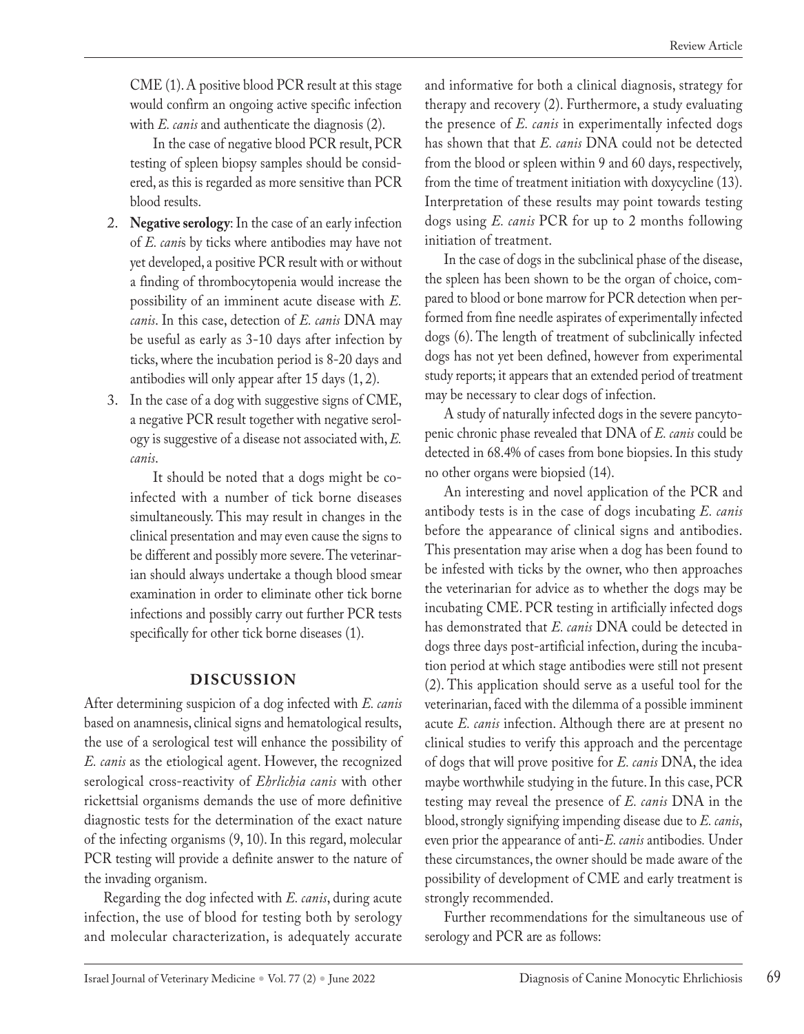CME (1). A positive blood PCR result at this stage would confirm an ongoing active specific infection with *E. canis* and authenticate the diagnosis (2).

In the case of negative blood PCR result, PCR testing of spleen biopsy samples should be considered, as this is regarded as more sensitive than PCR blood results.

2. **Negative serology**: In the case of an early infection of *E. cani*s by ticks where antibodies may have not yet developed, a positive PCR result with or without a finding of thrombocytopenia would increase the possibility of an imminent acute disease with *E. canis*. In this case, detection of *E. canis* DNA may be useful as early as 3-10 days after infection by ticks, where the incubation period is 8-20 days and antibodies will only appear after 15 days (1, 2).
3. In the case of a dog with suggestive signs of CME, a negative PCR result together with negative serology is suggestive of a disease not associated with, *E. canis*.

   It should be noted that a dogs might be co-infected with a number of tick borne diseases simultaneously. This may result in changes in the clinical presentation and may even cause the signs to be different and possibly more severe. The veterinarian should always undertake a though blood smear examination in order to eliminate other tick borne infections and possibly carry out further PCR tests specifically for other tick borne diseases (1).

## DISCUSSION

After determining suspicion of a dog infected with *E. canis* based on anamnesis, clinical signs and hematological results, the use of a serological test will enhance the possibility of *E. canis* as the etiological agent. However, the recognized serological cross-reactivity of *Ehrlichia canis* with other rickettsial organisms demands the use of more definitive diagnostic tests for the determination of the exact nature of the infecting organisms (9, 10). In this regard, molecular PCR testing will provide a definite answer to the nature of the invading organism.

Regarding the dog infected with *E. canis*, during acute infection, the use of blood for testing both by serology and molecular characterization, is adequately accurate and informative for both a clinical diagnosis, strategy for therapy and recovery (2). Furthermore, a study evaluating the presence of *E. canis* in experimentally infected dogs has shown that that *E. canis* DNA could not be detected from the blood or spleen within 9 and 60 days, respectively, from the time of treatment initiation with doxycycline (13). Interpretation of these results may point towards testing dogs using *E. canis* PCR for up to 2 months following initiation of treatment.

In the case of dogs in the subclinical phase of the disease, the spleen has been shown to be the organ of choice, compared to blood or bone marrow for PCR detection when performed from fine needle aspirates of experimentally infected dogs (6). The length of treatment of subclinically infected dogs has not yet been defined, however from experimental study reports; it appears that an extended period of treatment may be necessary to clear dogs of infection.

A study of naturally infected dogs in the severe pancytopenic chronic phase revealed that DNA of *E. canis* could be detected in 68.4% of cases from bone biopsies. In this study no other organs were biopsied (14).

An interesting and novel application of the PCR and antibody tests is in the case of dogs incubating *E. canis* before the appearance of clinical signs and antibodies. This presentation may arise when a dog has been found to be infested with ticks by the owner, who then approaches the veterinarian for advice as to whether the dogs may be incubating CME. PCR testing in artificially infected dogs has demonstrated that *E. canis* DNA could be detected in dogs three days post-artificial infection, during the incubation period at which stage antibodies were still not present (2). This application should serve as a useful tool for the veterinarian, faced with the dilemma of a possible imminent acute *E. canis* infection. Although there are at present no clinical studies to verify this approach and the percentage of dogs that will prove positive for *E. canis* DNA, the idea maybe worthwhile studying in the future. In this case, PCR testing may reveal the presence of *E. canis* DNA in the blood, strongly signifying impending disease due to *E. canis*, even prior the appearance of anti-*E. canis* antibodies. Under these circumstances, the owner should be made aware of the possibility of development of CME and early treatment is strongly recommended.

Further recommendations for the simultaneous use of serology and PCR are as follows: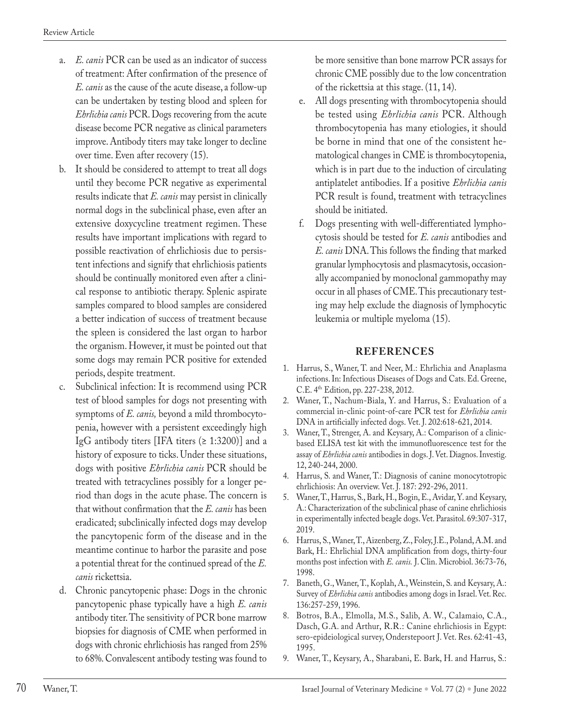a. *E. canis* PCR can be used as an indicator of success of treatment: After confirmation of the presence of *E. canis* as the cause of the acute disease, a follow-up can be undertaken by testing blood and spleen for *Ehrlichia canis* PCR. Dogs recovering from the acute disease become PCR negative as clinical parameters improve. Antibody titers may take longer to decline over time. Even after recovery (15).

b. It should be considered to attempt to treat all dogs until they become PCR negative as experimental results indicate that *E. canis* may persist in clinically normal dogs in the subclinical phase, even after an extensive doxycycline treatment regimen. These results have important implications with regard to possible reactivation of ehrlichiosis due to persistent infections and signify that ehrlichiosis patients should be continually monitored even after a clinical response to antibiotic therapy. Splenic aspirate samples compared to blood samples are considered a better indication of success of treatment because the spleen is considered the last organ to harbor the organism. However, it must be pointed out that some dogs may remain PCR positive for extended periods, despite treatment.

c. Subclinical infection: It is recommend using PCR test of blood samples for dogs not presenting with symptoms of *E. canis,* beyond a mild thrombocytopenia, however with a persistent exceedingly high IgG antibody titers [IFA titers (≥ 1:3200)] and a history of exposure to ticks. Under these situations, dogs with positive *Ehrlichia canis* PCR should be treated with tetracyclines possibly for a longer period than dogs in the acute phase. The concern is that without confirmation that the *E. canis* has been eradicated; subclinically infected dogs may develop the pancytopenic form of the disease and in the meantime continue to harbor the parasite and pose a potential threat for the continued spread of the *E. canis* rickettsia.

d. Chronic pancytopenic phase: Dogs in the chronic pancytopenic phase typically have a high *E. canis* antibody titer. The sensitivity of PCR bone marrow biopsies for diagnosis of CME when performed in dogs with chronic ehrlichiosis has ranged from 25% to 68%. Convalescent antibody testing was found to be more sensitive than bone marrow PCR assays for chronic CME possibly due to the low concentration of the rickettsia at this stage. (11, 14).

e. All dogs presenting with thrombocytopenia should be tested using *Ehrlichia canis* PCR. Although thrombocytopenia has many etiologies, it should be borne in mind that one of the consistent hematological changes in CME is thrombocytopenia, which is in part due to the induction of circulating antiplatelet antibodies. If a positive *Ehrlichia canis* PCR result is found, treatment with tetracyclines should be initiated.

f. Dogs presenting with well-differentiated lymphocytosis should be tested for *E. canis* antibodies and *E. canis* DNA. This follows the finding that marked granular lymphocytosis and plasmacytosis, occasionally accompanied by monoclonal gammopathy may occur in all phases of CME. This precautionary testing may help exclude the diagnosis of lymphocytic leukemia or multiple myeloma (15).

## REFERENCES

1. Harrus, S., Waner, T. and Neer, M.: Ehrlichia and Anaplasma infections. In: Infectious Diseases of Dogs and Cats. Ed. Greene, C.E. 4th Edition, pp. 227-238, 2012.
2. Waner, T., Nachum-Biala, Y. and Harrus, S.: Evaluation of a commercial in-clinic point-of-care PCR test for *Ehrlichia canis* DNA in artificially infected dogs. Vet. J. 202:618-621, 2014.
3. Waner, T., Strenger, A. and Keysary, A.: Comparison of a clinic-based ELISA test kit with the immunofluorescence test for the assay of *Ehrlichia canis* antibodies in dogs. J. Vet. Diagnos. Investig. 12, 240-244, 2000.
4. Harrus, S. and Waner, T.: Diagnosis of canine monocytotropic ehrlichiosis: An overview. Vet. J. 187: 292-296, 2011.
5. Waner, T., Harrus, S., Bark, H., Bogin, E., Avidar, Y. and Keysary, A.: Characterization of the subclinical phase of canine ehrlichiosis in experimentally infected beagle dogs. Vet. Parasitol. 69:307-317, 2019.
6. Harrus, S., Waner, T., Aizenberg, Z., Foley, J.E., Poland, A.M. and Bark, H.: Ehrlichial DNA amplification from dogs, thirty-four months post infection with *E. canis.* J. Clin. Microbiol. 36:73-76, 1998.
7. Baneth, G., Waner, T., Koplah, A., Weinstein, S. and Keysary, A.: Survey of *Ehrlichia canis* antibodies among dogs in Israel. Vet. Rec. 136:257-259, 1996.
8. Botros, B.A., Elmolla, M.S., Salib, A. W., Calamaio, C.A., Dasch, G.A. and Arthur, R.R.: Canine ehrlichiosis in Egypt: sero-epideiological survey, Onderstepoort J. Vet. Res. 62:41-43, 1995.
9. Waner, T., Keysary, A., Sharabani, E. Bark, H. and Harrus, S.: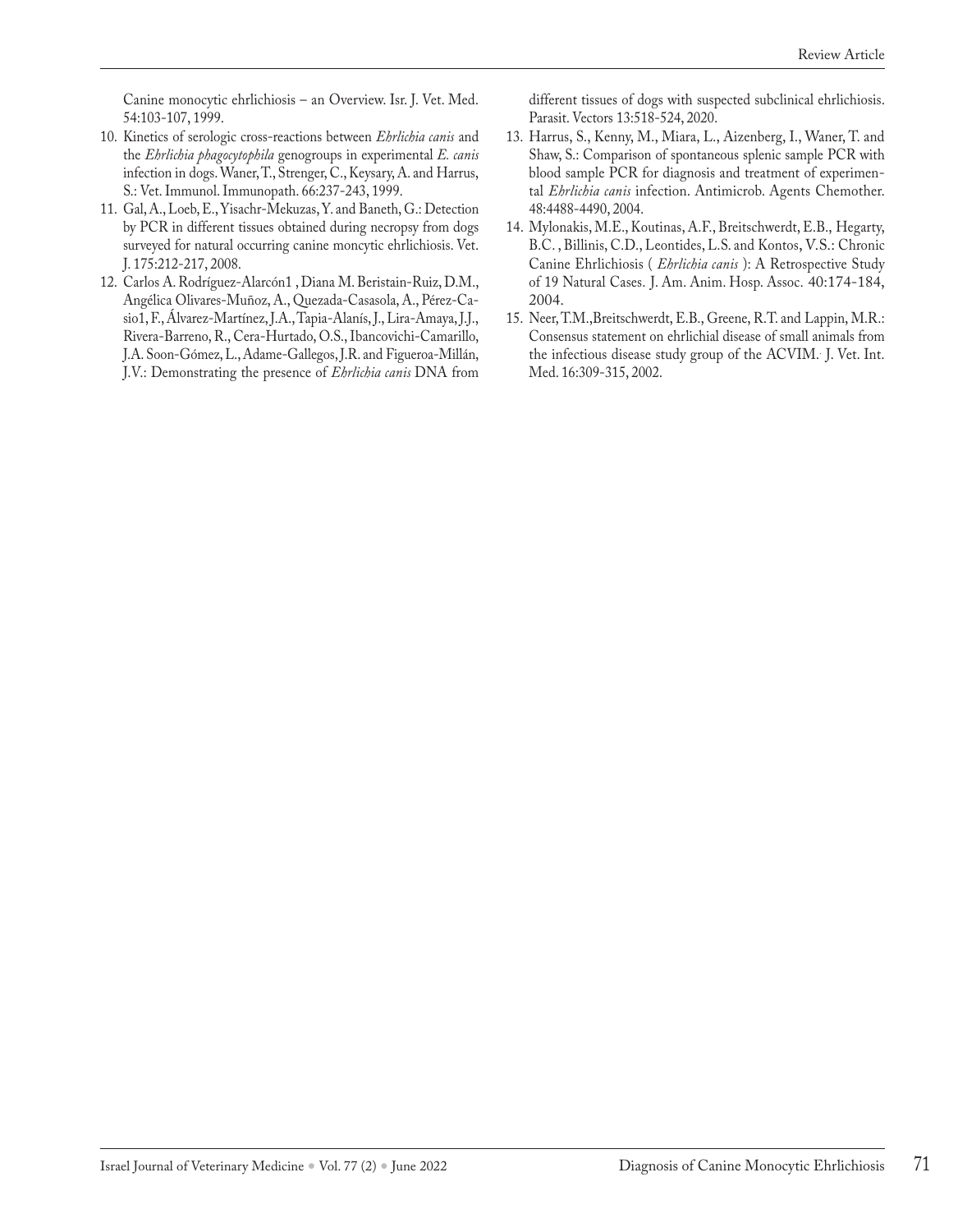Canine monocytic ehrlichiosis – an Overview. Isr. J. Vet. Med. 54:103-107, 1999.

10. Kinetics of serologic cross-reactions between *Ehrlichia canis* and the *Ehrlichia phagocytophila* genogroups in experimental *E. canis* infection in dogs. Waner, T., Strenger, C., Keysary, A. and Harrus, S.: Vet. Immunol. Immunopath. 66:237-243, 1999.
11. Gal, A., Loeb, E., Yisachr-Mekuzas, Y. and Baneth, G.: Detection by PCR in different tissues obtained during necropsy from dogs surveyed for natural occurring canine moncytic ehrlichiosis. Vet. J. 175:212-217, 2008.
12. Carlos A. Rodríguez-Alarcón1 , Diana M. Beristain-Ruiz, D.M., Angélica Olivares-Muñoz, A., Quezada-Casasola, A., Pérez-Casio1, F., Álvarez-Martínez, J.A., Tapia-Alanís, J., Lira-Amaya, J.J., Rivera-Barreno, R., Cera-Hurtado, O.S., Ibancovichi-Camarillo, J.A. Soon-Gómez, L., Adame-Gallegos, J.R. and Figueroa-Millán, J.V.: Demonstrating the presence of *Ehrlichia canis* DNA from different tissues of dogs with suspected subclinical ehrlichiosis. Parasit. Vectors 13:518-524, 2020.
13. Harrus, S., Kenny, M., Miara, L., Aizenberg, I., Waner, T. and Shaw, S.: Comparison of spontaneous splenic sample PCR with blood sample PCR for diagnosis and treatment of experimental *Ehrlichia canis* infection. Antimicrob. Agents Chemother. 48:4488-4490, 2004.
14. Mylonakis, M.E., Koutinas, A.F., Breitschwerdt, E.B., Hegarty, B.C. , Billinis, C.D., Leontides, L.S. and Kontos, V.S.: Chronic Canine Ehrlichiosis ( *Ehrlichia canis* ): A Retrospective Study of 19 Natural Cases. J. Am. Anim. Hosp. Assoc. 40:174-184, 2004.
15. Neer, T.M.,Breitschwerdt, E.B., Greene, R.T. and Lappin, M.R.: Consensus statement on ehrlichial disease of small animals from the infectious disease study group of the ACVIM.. J. Vet. Int. Med. 16:309-315, 2002.